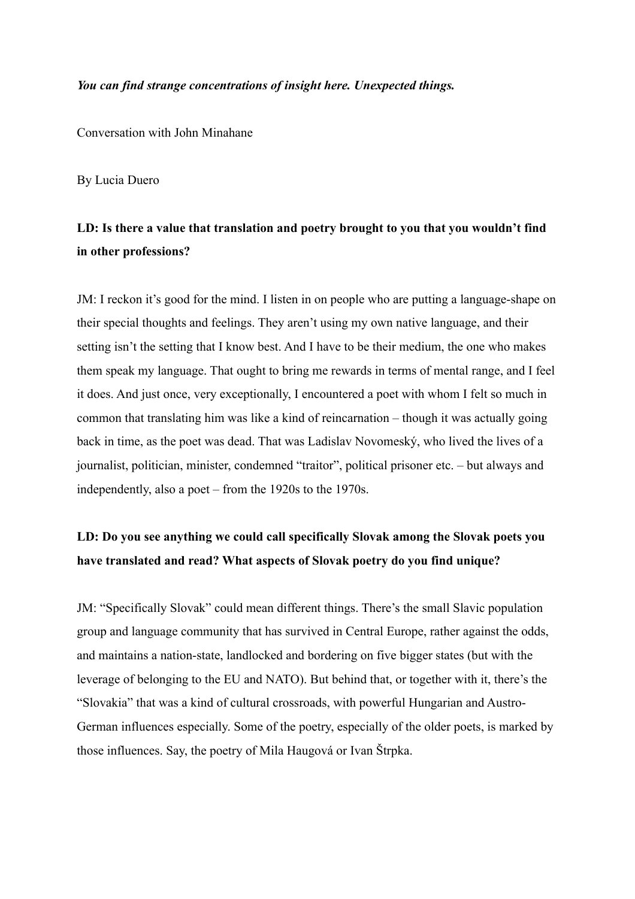***You can find strange concentrations of insight here. Unexpected things.***

Conversation with John Minahane

By Lucia Duero

**LD: Is there a value that translation and poetry brought to you that you wouldn't find in other professions?**

JM: I reckon it's good for the mind. I listen in on people who are putting a language-shape on their special thoughts and feelings. They aren't using my own native language, and their setting isn't the setting that I know best. And I have to be their medium, the one who makes them speak my language. That ought to bring me rewards in terms of mental range, and I feel it does. And just once, very exceptionally, I encountered a poet with whom I felt so much in common that translating him was like a kind of reincarnation – though it was actually going back in time, as the poet was dead. That was Ladislav Novomeský, who lived the lives of a journalist, politician, minister, condemned "traitor", political prisoner etc. – but always and independently, also a poet – from the 1920s to the 1970s.

**LD: Do you see anything we could call specifically Slovak among the Slovak poets you have translated and read? What aspects of Slovak poetry do you find unique?**

JM: "Specifically Slovak" could mean different things. There's the small Slavic population group and language community that has survived in Central Europe, rather against the odds, and maintains a nation-state, landlocked and bordering on five bigger states (but with the leverage of belonging to the EU and NATO). But behind that, or together with it, there's the "Slovakia" that was a kind of cultural crossroads, with powerful Hungarian and Austro-German influences especially. Some of the poetry, especially of the older poets, is marked by those influences. Say, the poetry of Mila Haugová or Ivan Štrpka.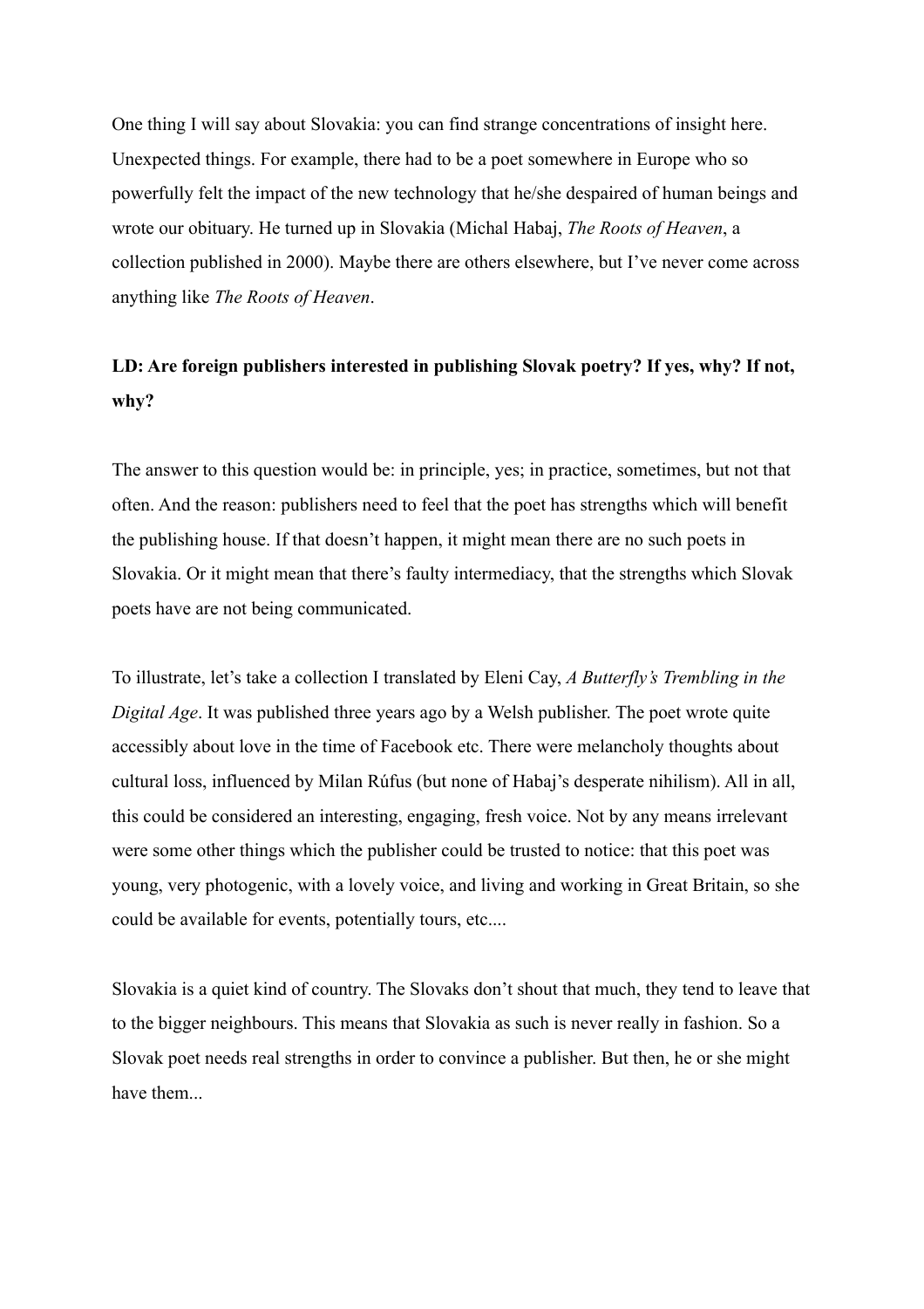One thing I will say about Slovakia: you can find strange concentrations of insight here. Unexpected things. For example, there had to be a poet somewhere in Europe who so powerfully felt the impact of the new technology that he/she despaired of human beings and wrote our obituary. He turned up in Slovakia (Michal Habaj, *The Roots of Heaven*, a collection published in 2000). Maybe there are others elsewhere, but I've never come across anything like *The Roots of Heaven*.

**LD: Are foreign publishers interested in publishing Slovak poetry? If yes, why? If not, why?**

The answer to this question would be: in principle, yes; in practice, sometimes, but not that often. And the reason: publishers need to feel that the poet has strengths which will benefit the publishing house. If that doesn't happen, it might mean there are no such poets in Slovakia. Or it might mean that there's faulty intermediacy, that the strengths which Slovak poets have are not being communicated.

To illustrate, let's take a collection I translated by Eleni Cay, *A Butterfly's Trembling in the Digital Age*. It was published three years ago by a Welsh publisher. The poet wrote quite accessibly about love in the time of Facebook etc. There were melancholy thoughts about cultural loss, influenced by Milan Rúfus (but none of Habaj's desperate nihilism). All in all, this could be considered an interesting, engaging, fresh voice. Not by any means irrelevant were some other things which the publisher could be trusted to notice: that this poet was young, very photogenic, with a lovely voice, and living and working in Great Britain, so she could be available for events, potentially tours, etc....

Slovakia is a quiet kind of country. The Slovaks don't shout that much, they tend to leave that to the bigger neighbours. This means that Slovakia as such is never really in fashion. So a Slovak poet needs real strengths in order to convince a publisher. But then, he or she might have them...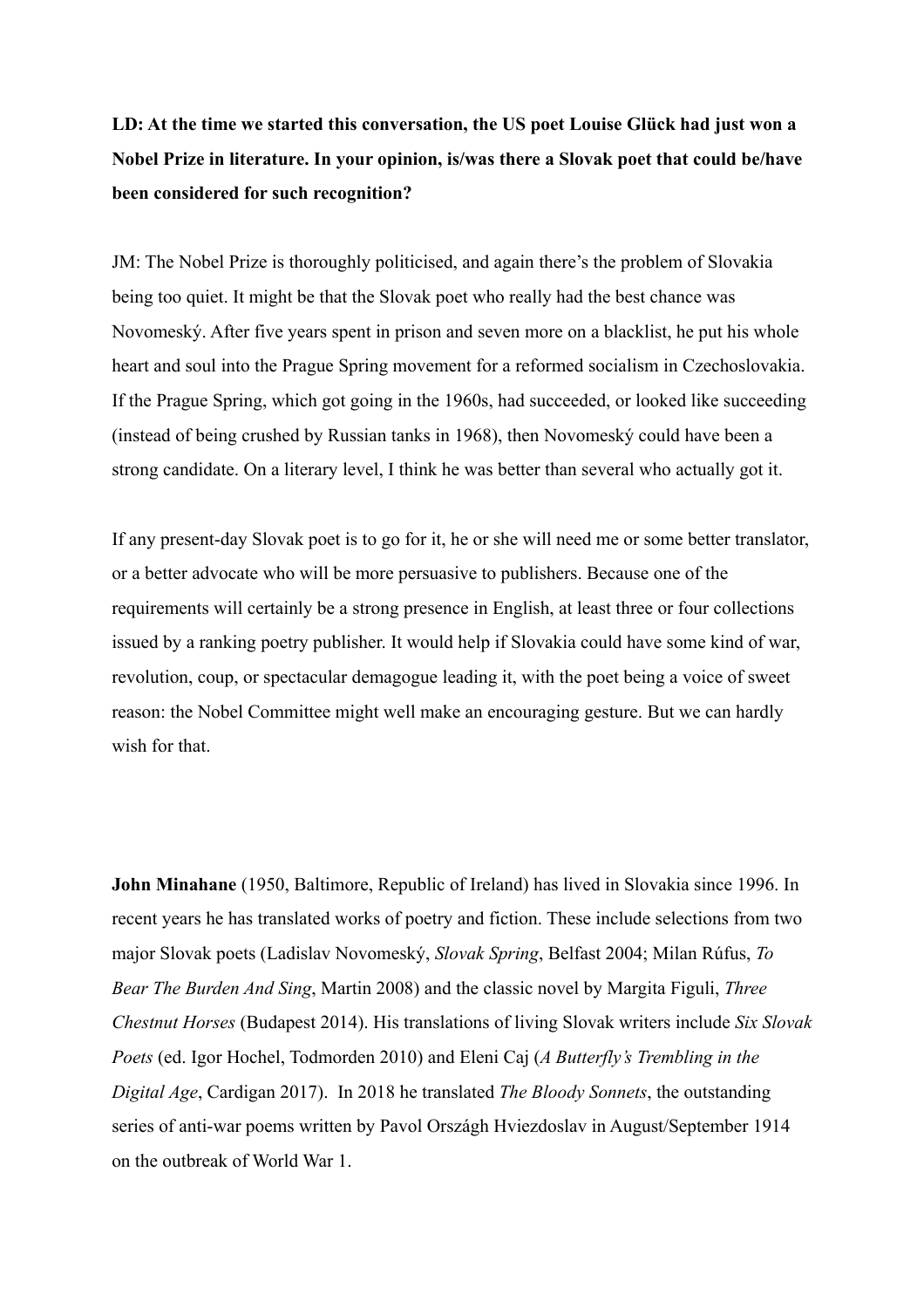**LD: At the time we started this conversation, the US poet Louise Glück had just won a Nobel Prize in literature. In your opinion, is/was there a Slovak poet that could be/have been considered for such recognition?**

JM: The Nobel Prize is thoroughly politicised, and again there's the problem of Slovakia being too quiet. It might be that the Slovak poet who really had the best chance was Novomeský. After five years spent in prison and seven more on a blacklist, he put his whole heart and soul into the Prague Spring movement for a reformed socialism in Czechoslovakia. If the Prague Spring, which got going in the 1960s, had succeeded, or looked like succeeding (instead of being crushed by Russian tanks in 1968), then Novomeský could have been a strong candidate. On a literary level, I think he was better than several who actually got it.

If any present-day Slovak poet is to go for it, he or she will need me or some better translator, or a better advocate who will be more persuasive to publishers. Because one of the requirements will certainly be a strong presence in English, at least three or four collections issued by a ranking poetry publisher. It would help if Slovakia could have some kind of war, revolution, coup, or spectacular demagogue leading it, with the poet being a voice of sweet reason: the Nobel Committee might well make an encouraging gesture. But we can hardly wish for that.

**John Minahane** (1950, Baltimore, Republic of Ireland) has lived in Slovakia since 1996. In recent years he has translated works of poetry and fiction. These include selections from two major Slovak poets (Ladislav Novomeský, *Slovak Spring*, Belfast 2004; Milan Rúfus, *To Bear The Burden And Sing*, Martin 2008) and the classic novel by Margita Figuli, *Three Chestnut Horses* (Budapest 2014). His translations of living Slovak writers include *Six Slovak Poets* (ed. Igor Hochel, Todmorden 2010) and Eleni Caj (*A Butterfly's Trembling in the Digital Age*, Cardigan 2017). In 2018 he translated *The Bloody Sonnets*, the outstanding series of anti-war poems written by Pavol Országh Hviezdoslav in August/September 1914 on the outbreak of World War 1.